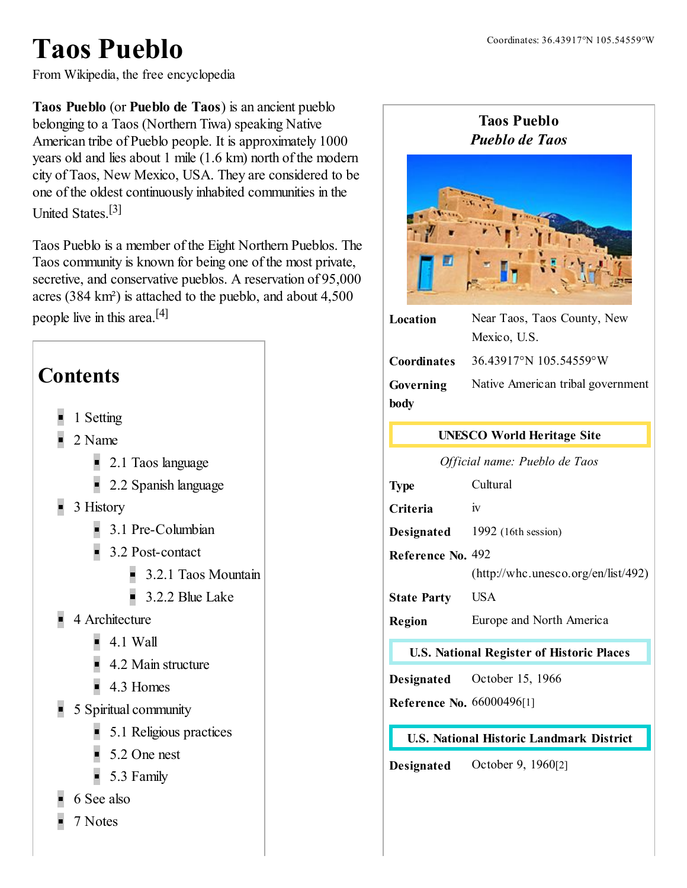# Taos Pueblo

From Wikipedia, the free encyclopedia

Coordinates: 36.43917°N 105.54559°W

**Taos Pueblo** (or **Pueblo de Taos**) is an ancient pueblo belonging to a Taos (Northern Tiwa) speaking Native American tribe of Pueblo people. It is approximately 1000 years old and lies about 1 mile (1.6 km) north of the modern city of Taos, New Mexico, USA. They are considered to be one of the oldest continuously inhabited communities in the United States.[3]

Taos Pueblo is a member of the Eight Northern Pueblos. The Taos community is known for being one of the most private, secretive, and conservative pueblos. A reservation of 95,000 acres (384 km²) is attached to the pueblo, and about 4,500 people live in this area.[4]

**Taos Pueblo**
*Pueblo de Taos*

| | |
|---|---|
| **Location** | Near Taos, Taos County, New Mexico, U.S. |
| **Coordinates** | 36.43917°N 105.54559°W |
| **Governing body** | Native American tribal government |

**UNESCO World Heritage Site**

*Official name: Pueblo de Taos*

| | |
|---|---|
| **Type** | Cultural |
| **Criteria** | iv |
| **Designated** | 1992 (16th session) |
| **Reference No.** | 492 (http://whc.unesco.org/en/list/492) |
| **State Party** | USA |
| **Region** | Europe and North America |

**U.S. National Register of Historic Places**

| | |
|---|---|
| **Designated** | October 15, 1966 |
| **Reference No.** | 66000496[1] |

**U.S. National Historic Landmark District**

| | |
|---|---|
| **Designated** | October 9, 1960[2] |

## Contents

- 1 Setting
- 2 Name
  - 2.1 Taos language
  - 2.2 Spanish language
- 3 History
  - 3.1 Pre-Columbian
  - 3.2 Post-contact
    - 3.2.1 Taos Mountain
    - 3.2.2 Blue Lake
- 4 Architecture
  - 4.1 Wall
  - 4.2 Main structure
  - 4.3 Homes
- 5 Spiritual community
  - 5.1 Religious practices
  - 5.2 One nest
  - 5.3 Family
- 6 See also
- 7 Notes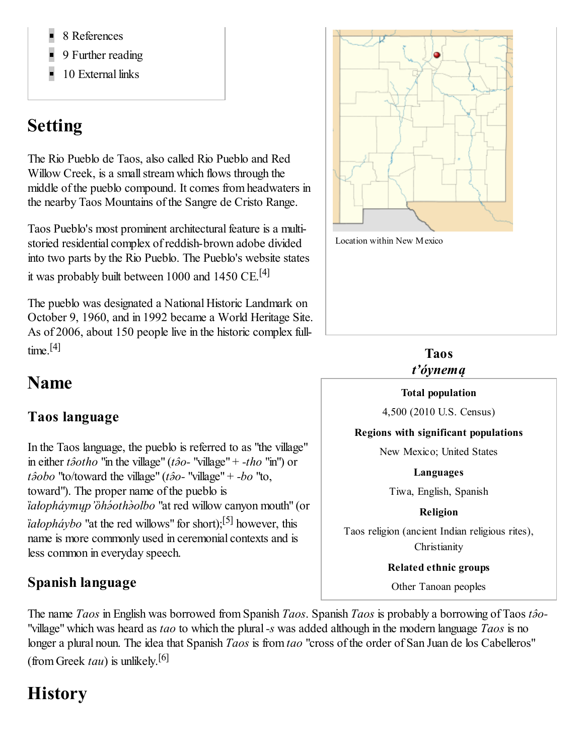- 8 References
- 9 Further reading
- 10 External links

## Setting

The Rio Pueblo de Taos, also called Rio Pueblo and Red Willow Creek, is a small stream which flows through the middle of the pueblo compound. It comes from headwaters in the nearby Taos Mountains of the Sangre de Cristo Range.

Taos Pueblo's most prominent architectural feature is a multi-storied residential complex of reddish-brown adobe divided into two parts by the Rio Pueblo. The Pueblo's website states it was probably built between 1000 and 1450 CE.[4]

The pueblo was designated a National Historic Landmark on October 9, 1960, and in 1992 became a World Heritage Site. As of 2006, about 150 people live in the historic complex full-time.[4]

Location within New Mexico

**Taos**
***t'óynemą***

| **Total population** |
|---|
| 4,500 (2010 U.S. Census) |
| **Regions with significant populations** |
| New Mexico; United States |
| **Languages** |
| Tiwa, English, Spanish |
| **Religion** |
| Taos religion (ancient Indian religious rites), Christianity |
| **Related ethnic groups** |
| Other Tanoan peoples |

## Name

### Taos language

In the Taos language, the pueblo is referred to as "the village" in either *tə̂otho* "in the village" (*tə̂o-* "village" + *-tho* "in") or *tə̂obo* "to/toward the village" (*tə̂o-* "village" + *-bo* "to, toward"). The proper name of the pueblo is *ȉałopháymųp'ȍhə́othə̀olbo* "at red willow canyon mouth" (or *ȉałopháybo* "at the red willows" for short);[5] however, this name is more commonly used in ceremonial contexts and is less common in everyday speech.

### Spanish language

The name *Taos* in English was borrowed from Spanish *Taos*. Spanish *Taos* is probably a borrowing of Taos *tə̂o-* "village" which was heard as *tao* to which the plural *-s* was added although in the modern language *Taos* is no longer a plural noun. The idea that Spanish *Taos* is from *tao* "cross of the order of San Juan de los Cabelleros" (from Greek *tau*) is unlikely.[6]

## History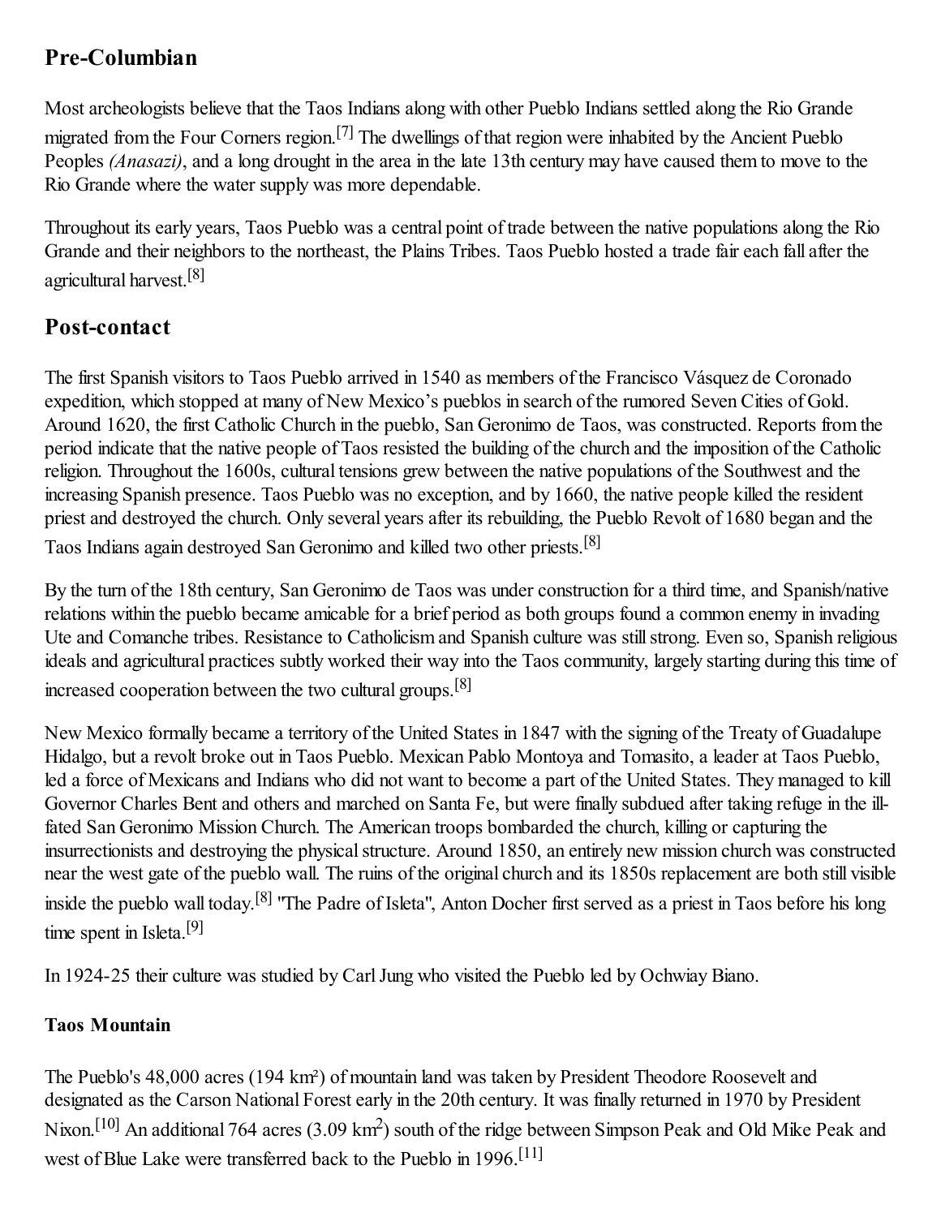## Pre-Columbian

Most archeologists believe that the Taos Indians along with other Pueblo Indians settled along the Rio Grande migrated from the Four Corners region.[7] The dwellings of that region were inhabited by the Ancient Pueblo Peoples *(Anasazi)*, and a long drought in the area in the late 13th century may have caused them to move to the Rio Grande where the water supply was more dependable.

Throughout its early years, Taos Pueblo was a central point of trade between the native populations along the Rio Grande and their neighbors to the northeast, the Plains Tribes. Taos Pueblo hosted a trade fair each fall after the agricultural harvest.[8]

## Post-contact

The first Spanish visitors to Taos Pueblo arrived in 1540 as members of the Francisco Vásquez de Coronado expedition, which stopped at many of New Mexico's pueblos in search of the rumored Seven Cities of Gold. Around 1620, the first Catholic Church in the pueblo, San Geronimo de Taos, was constructed. Reports from the period indicate that the native people of Taos resisted the building of the church and the imposition of the Catholic religion. Throughout the 1600s, cultural tensions grew between the native populations of the Southwest and the increasing Spanish presence. Taos Pueblo was no exception, and by 1660, the native people killed the resident priest and destroyed the church. Only several years after its rebuilding, the Pueblo Revolt of 1680 began and the Taos Indians again destroyed San Geronimo and killed two other priests.[8]

By the turn of the 18th century, San Geronimo de Taos was under construction for a third time, and Spanish/native relations within the pueblo became amicable for a brief period as both groups found a common enemy in invading Ute and Comanche tribes. Resistance to Catholicism and Spanish culture was still strong. Even so, Spanish religious ideals and agricultural practices subtly worked their way into the Taos community, largely starting during this time of increased cooperation between the two cultural groups.[8]

New Mexico formally became a territory of the United States in 1847 with the signing of the Treaty of Guadalupe Hidalgo, but a revolt broke out in Taos Pueblo. Mexican Pablo Montoya and Tomasito, a leader at Taos Pueblo, led a force of Mexicans and Indians who did not want to become a part of the United States. They managed to kill Governor Charles Bent and others and marched on Santa Fe, but were finally subdued after taking refuge in the ill-fated San Geronimo Mission Church. The American troops bombarded the church, killing or capturing the insurrectionists and destroying the physical structure. Around 1850, an entirely new mission church was constructed near the west gate of the pueblo wall. The ruins of the original church and its 1850s replacement are both still visible inside the pueblo wall today.[8] "The Padre of Isleta", Anton Docher first served as a priest in Taos before his long time spent in Isleta.[9]

In 1924-25 their culture was studied by Carl Jung who visited the Pueblo led by Ochwiay Biano.

### Taos Mountain

The Pueblo's 48,000 acres (194 km²) of mountain land was taken by President Theodore Roosevelt and designated as the Carson National Forest early in the 20th century. It was finally returned in 1970 by President Nixon.[10] An additional 764 acres (3.09 $km^2$) south of the ridge between Simpson Peak and Old Mike Peak and west of Blue Lake were transferred back to the Pueblo in 1996.[11]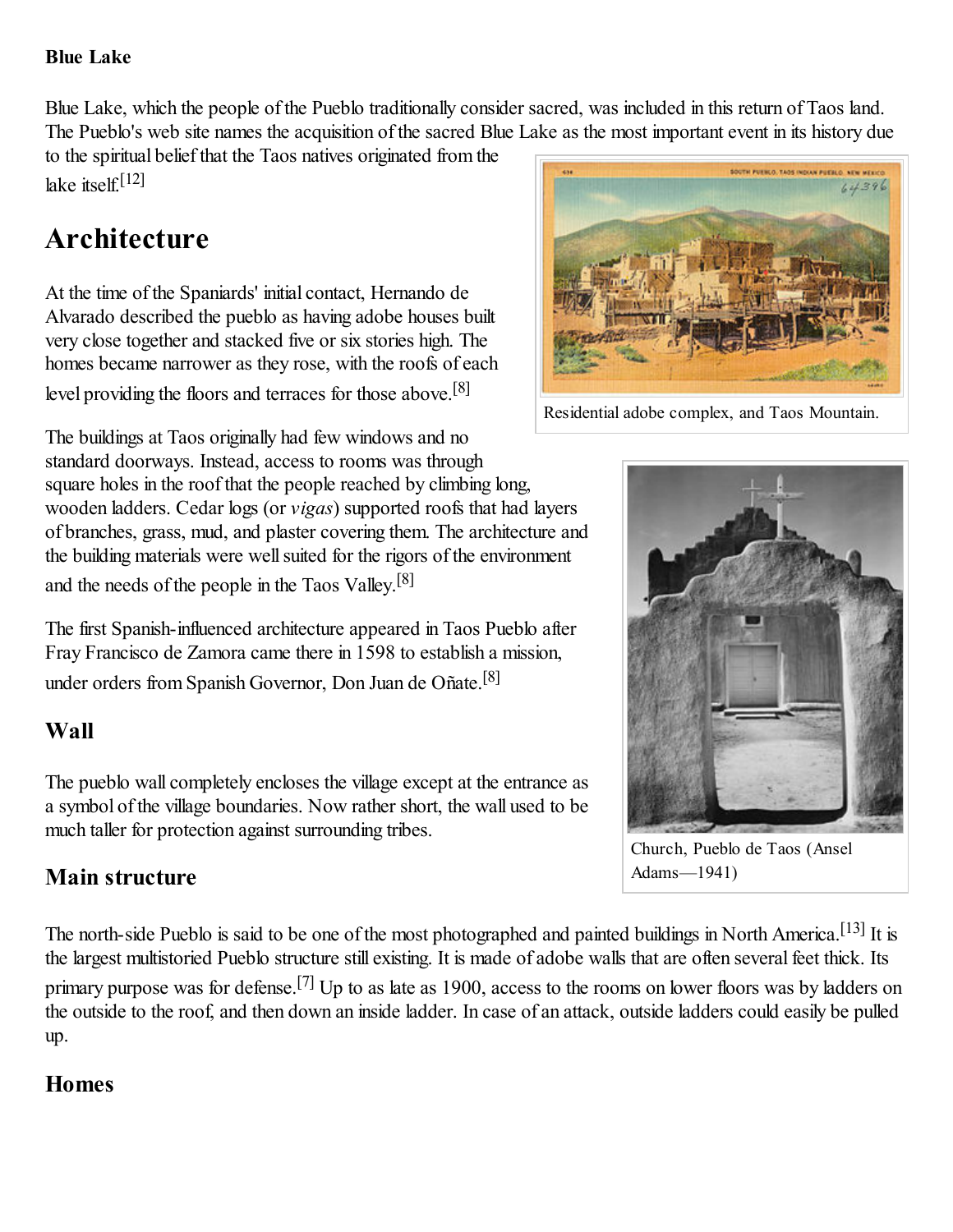### Blue Lake

Blue Lake, which the people of the Pueblo traditionally consider sacred, was included in this return of Taos land. The Pueblo's web site names the acquisition of the sacred Blue Lake as the most important event in its history due to the spiritual belief that the Taos natives originated from the lake itself.[12]

## Architecture

At the time of the Spaniards' initial contact, Hernando de Alvarado described the pueblo as having adobe houses built very close together and stacked five or six stories high. The homes became narrower as they rose, with the roofs of each level providing the floors and terraces for those above.[8]

Residential adobe complex, and Taos Mountain.

The buildings at Taos originally had few windows and no standard doorways. Instead, access to rooms was through square holes in the roof that the people reached by climbing long, wooden ladders. Cedar logs (or *vigas*) supported roofs that had layers of branches, grass, mud, and plaster covering them. The architecture and the building materials were well suited for the rigors of the environment and the needs of the people in the Taos Valley.[8]

The first Spanish-influenced architecture appeared in Taos Pueblo after Fray Francisco de Zamora came there in 1598 to establish a mission, under orders from Spanish Governor, Don Juan de Oñate.[8]

### Wall

The pueblo wall completely encloses the village except at the entrance as a symbol of the village boundaries. Now rather short, the wall used to be much taller for protection against surrounding tribes.

Church, Pueblo de Taos (Ansel Adams—1941)

### Main structure

The north-side Pueblo is said to be one of the most photographed and painted buildings in North America.[13] It is the largest multistoried Pueblo structure still existing. It is made of adobe walls that are often several feet thick. Its primary purpose was for defense.[7] Up to as late as 1900, access to the rooms on lower floors was by ladders on the outside to the roof, and then down an inside ladder. In case of an attack, outside ladders could easily be pulled up.

### Homes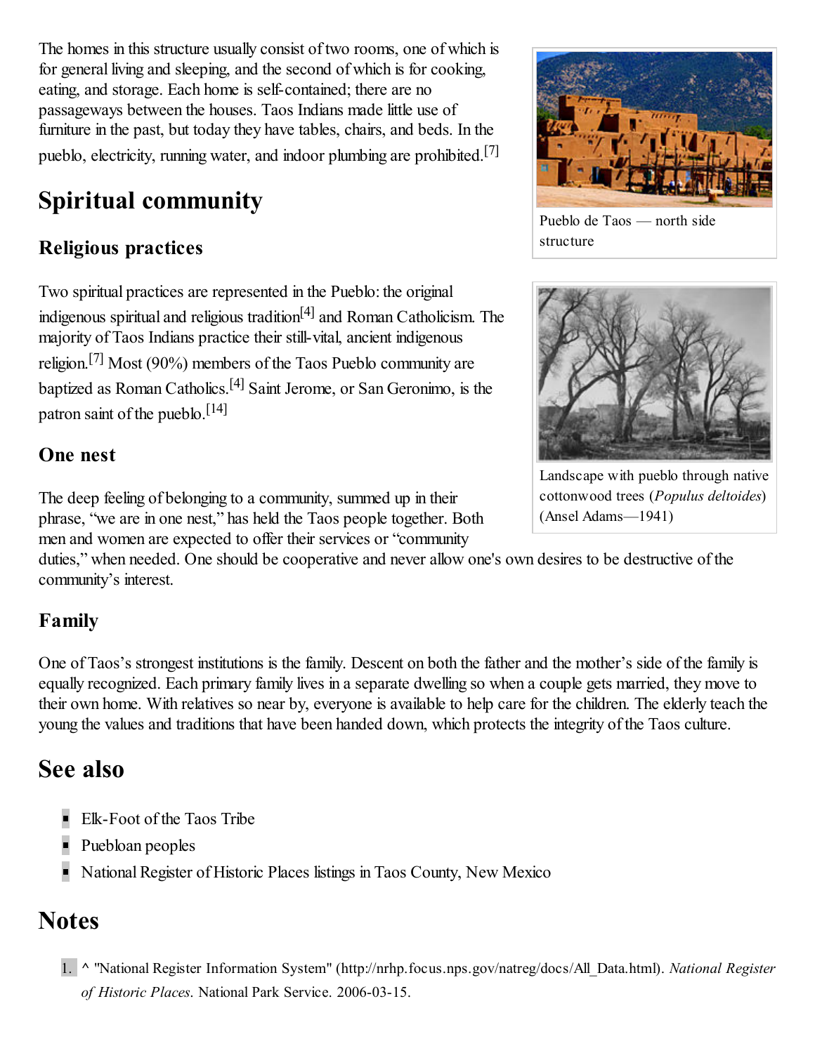The homes in this structure usually consist of two rooms, one of which is for general living and sleeping, and the second of which is for cooking, eating, and storage. Each home is self-contained; there are no passageways between the houses. Taos Indians made little use of furniture in the past, but today they have tables, chairs, and beds. In the pueblo, electricity, running water, and indoor plumbing are prohibited.[7]

Pueblo de Taos — north side structure

Landscape with pueblo through native cottonwood trees (*Populus deltoides*) (Ansel Adams—1941)

# Spiritual community

## Religious practices

Two spiritual practices are represented in the Pueblo: the original indigenous spiritual and religious tradition[4] and Roman Catholicism. The majority of Taos Indians practice their still-vital, ancient indigenous religion.[7] Most (90%) members of the Taos Pueblo community are baptized as Roman Catholics.[4] Saint Jerome, or San Geronimo, is the patron saint of the pueblo.[14]

## One nest

The deep feeling of belonging to a community, summed up in their phrase, “we are in one nest,” has held the Taos people together. Both men and women are expected to offer their services or “community duties,” when needed. One should be cooperative and never allow one's own desires to be destructive of the community’s interest.

## Family

One of Taos’s strongest institutions is the family. Descent on both the father and the mother’s side of the family is equally recognized. Each primary family lives in a separate dwelling so when a couple gets married, they move to their own home. With relatives so near by, everyone is available to help care for the children. The elderly teach the young the values and traditions that have been handed down, which protects the integrity of the Taos culture.

# See also

- Elk-Foot of the Taos Tribe
- Puebloan peoples
- National Register of Historic Places listings in Taos County, New Mexico

# Notes

1. ^ "National Register Information System" (http://nrhp.focus.nps.gov/natreg/docs/All_Data.html). *National Register of Historic Places*. National Park Service. 2006-03-15.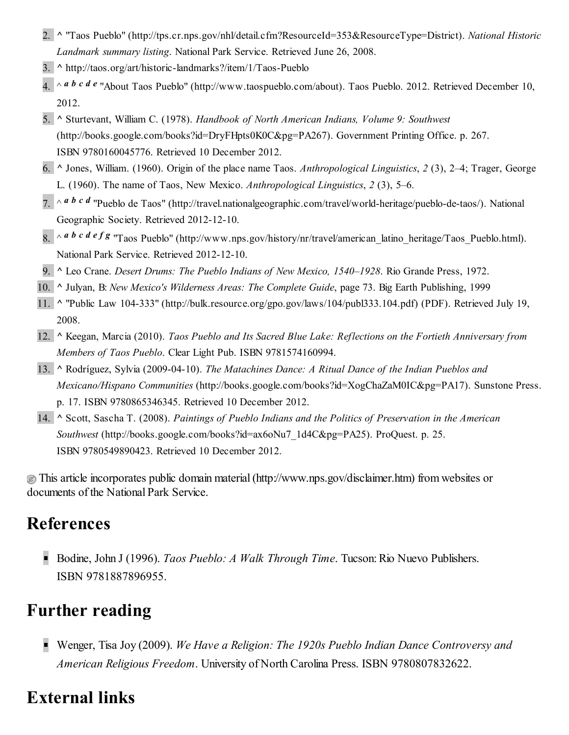2. ^ "Taos Pueblo" (http://tps.cr.nps.gov/nhl/detail.cfm?ResourceId=353&ResourceType=District). *National Historic Landmark summary listing*. National Park Service. Retrieved June 26, 2008.
3. ^ http://taos.org/art/historic-landmarks?/item/1/Taos-Pueblo
4. ^ *a b c d e* "About Taos Pueblo" (http://www.taospueblo.com/about). Taos Pueblo. 2012. Retrieved December 10, 2012.
5. ^ Sturtevant, William C. (1978). *Handbook of North American Indians, Volume 9: Southwest* (http://books.google.com/books?id=DryFHpts0K0C&pg=PA267). Government Printing Office. p. 267. ISBN 9780160045776. Retrieved 10 December 2012.
6. ^ Jones, William. (1960). Origin of the place name Taos. *Anthropological Linguistics*, *2* (3), 2–4; Trager, George L. (1960). The name of Taos, New Mexico. *Anthropological Linguistics*, *2* (3), 5–6.
7. ^ *a b c d* "Pueblo de Taos" (http://travel.nationalgeographic.com/travel/world-heritage/pueblo-de-taos/). National Geographic Society. Retrieved 2012-12-10.
8. ^ *a b c d e f g* "Taos Pueblo" (http://www.nps.gov/history/nr/travel/american_latino_heritage/Taos_Pueblo.html). National Park Service. Retrieved 2012-12-10.
9. ^ Leo Crane. *Desert Drums: The Pueblo Indians of New Mexico, 1540–1928*. Rio Grande Press, 1972.
10. ^ Julyan, B: *New Mexico's Wilderness Areas: The Complete Guide*, page 73. Big Earth Publishing, 1999
11. ^ "Public Law 104-333" (http://bulk.resource.org/gpo.gov/laws/104/publ333.104.pdf) (PDF). Retrieved July 19, 2008.
12. ^ Keegan, Marcia (2010). *Taos Pueblo and Its Sacred Blue Lake: Reflections on the Fortieth Anniversary from Members of Taos Pueblo*. Clear Light Pub. ISBN 9781574160994.
13. ^ Rodríguez, Sylvia (2009-04-10). *The Matachines Dance: A Ritual Dance of the Indian Pueblos and Mexicano/Hispano Communities* (http://books.google.com/books?id=XogChaZaM0IC&pg=PA17). Sunstone Press. p. 17. ISBN 9780865346345. Retrieved 10 December 2012.
14. ^ Scott, Sascha T. (2008). *Paintings of Pueblo Indians and the Politics of Preservation in the American Southwest* (http://books.google.com/books?id=ax6oNu7_1d4C&pg=PA25). ProQuest. p. 25. ISBN 9780549890423. Retrieved 10 December 2012.

This article incorporates public domain material (http://www.nps.gov/disclaimer.htm) from websites or documents of the National Park Service.

## References

- Bodine, John J (1996). *Taos Pueblo: A Walk Through Time*. Tucson: Rio Nuevo Publishers. ISBN 9781887896955.

## Further reading

- Wenger, Tisa Joy (2009). *We Have a Religion: The 1920s Pueblo Indian Dance Controversy and American Religious Freedom*. University of North Carolina Press. ISBN 9780807832622.

## External links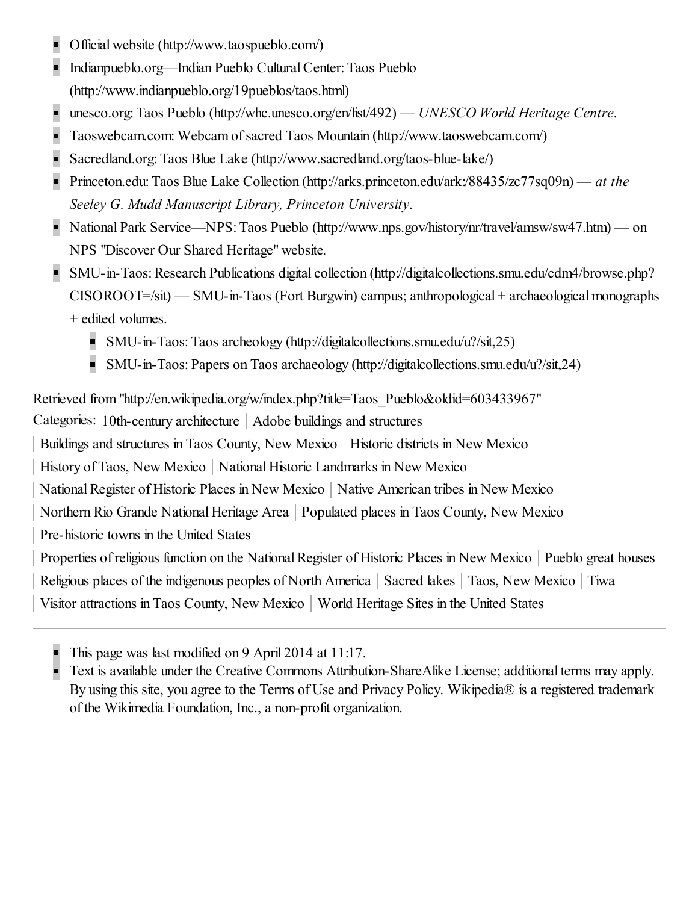- Official website (http://www.taospueblo.com/)
- Indianpueblo.org—Indian Pueblo Cultural Center: Taos Pueblo (http://www.indianpueblo.org/19pueblos/taos.html)
- unesco.org: Taos Pueblo (http://whc.unesco.org/en/list/492) — *UNESCO World Heritage Centre*.
- Taoswebcam.com: Webcam of sacred Taos Mountain (http://www.taoswebcam.com/)
- Sacredland.org: Taos Blue Lake (http://www.sacredland.org/taos-blue-lake/)
- Princeton.edu: Taos Blue Lake Collection (http://arks.princeton.edu/ark:/88435/zc77sq09n) — *at the Seeley G. Mudd Manuscript Library, Princeton University*.
- National Park Service—NPS: Taos Pueblo (http://www.nps.gov/history/nr/travel/amsw/sw47.htm) — on NPS "Discover Our Shared Heritage" website.
- SMU-in-Taos: Research Publications digital collection (http://digitalcollections.smu.edu/cdm4/browse.php?CISOROOT=/sit) — SMU-in-Taos (Fort Burgwin) campus; anthropological + archaeological monographs + edited volumes.
  - SMU-in-Taos: Taos archeology (http://digitalcollections.smu.edu/u?/sit,25)
  - SMU-in-Taos: Papers on Taos archaeology (http://digitalcollections.smu.edu/u?/sit,24)

Retrieved from "http://en.wikipedia.org/w/index.php?title=Taos_Pueblo&oldid=603433967"

Categories: 10th-century architecture | Adobe buildings and structures | Buildings and structures in Taos County, New Mexico | Historic districts in New Mexico | History of Taos, New Mexico | National Historic Landmarks in New Mexico | National Register of Historic Places in New Mexico | Native American tribes in New Mexico | Northern Rio Grande National Heritage Area | Populated places in Taos County, New Mexico | Pre-historic towns in the United States | Properties of religious function on the National Register of Historic Places in New Mexico | Pueblo great houses | Religious places of the indigenous peoples of North America | Sacred lakes | Taos, New Mexico | Tiwa | Visitor attractions in Taos County, New Mexico | World Heritage Sites in the United States

---

- This page was last modified on 9 April 2014 at 11:17.
- Text is available under the Creative Commons Attribution-ShareAlike License; additional terms may apply. By using this site, you agree to the Terms of Use and Privacy Policy. Wikipedia® is a registered trademark of the Wikimedia Foundation, Inc., a non-profit organization.